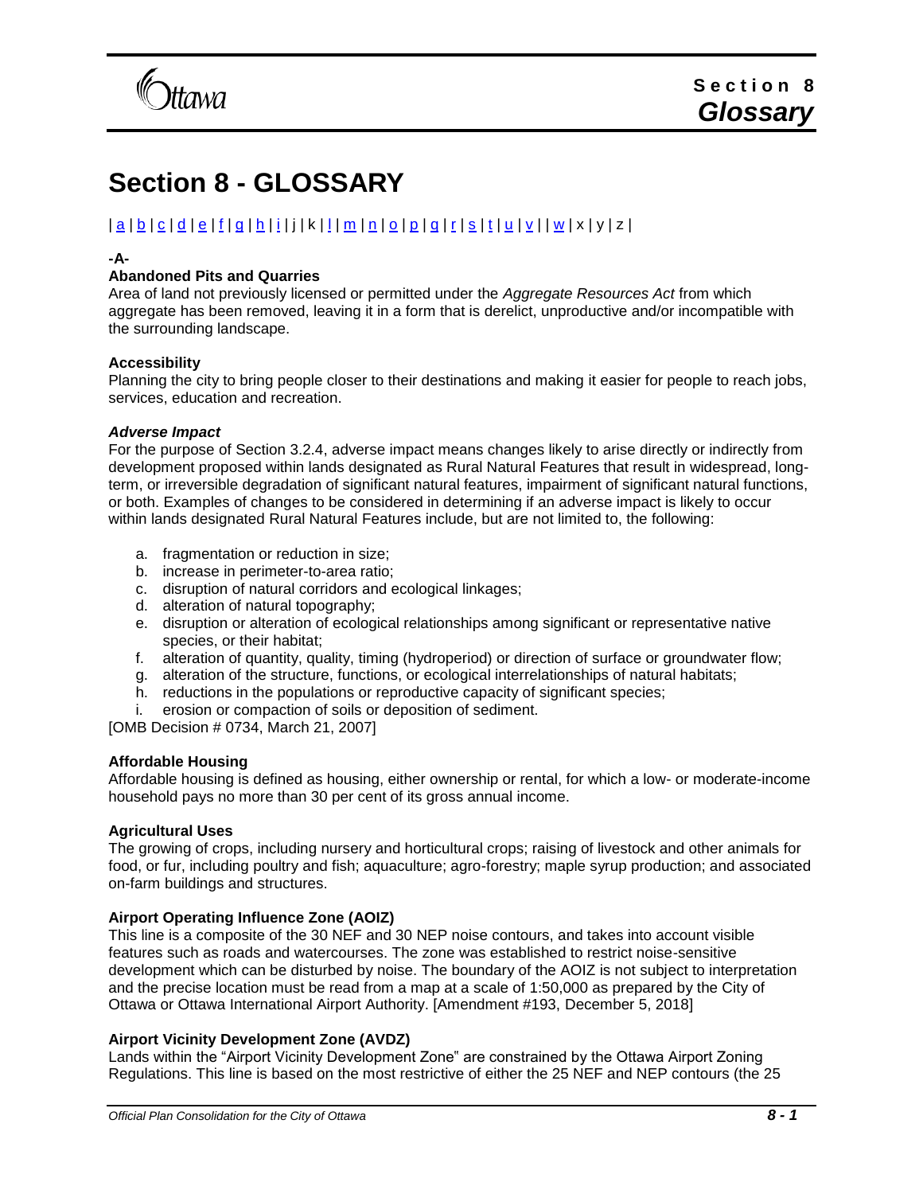# Section 8 - GLOSSARY

| a | b | c | d | e | f | g | h | i | j | k | l | m | n | o | p | q | r | s | t | u | v | | w | x | y | z |

**-A-**

**Abandoned Pits and Quarries**
Area of land not previously licensed or permitted under the *Aggregate Resources Act* from which aggregate has been removed, leaving it in a form that is derelict, unproductive and/or incompatible with the surrounding landscape.

**Accessibility**
Planning the city to bring people closer to their destinations and making it easier for people to reach jobs, services, education and recreation.

***Adverse Impact***
For the purpose of Section 3.2.4, adverse impact means changes likely to arise directly or indirectly from development proposed within lands designated as Rural Natural Features that result in widespread, long-term, or irreversible degradation of significant natural features, impairment of significant natural functions, or both. Examples of changes to be considered in determining if an adverse impact is likely to occur within lands designated Rural Natural Features include, but are not limited to, the following:

a. fragmentation or reduction in size;
b. increase in perimeter-to-area ratio;
c. disruption of natural corridors and ecological linkages;
d. alteration of natural topography;
e. disruption or alteration of ecological relationships among significant or representative native species, or their habitat;
f. alteration of quantity, quality, timing (hydroperiod) or direction of surface or groundwater flow;
g. alteration of the structure, functions, or ecological interrelationships of natural habitats;
h. reductions in the populations or reproductive capacity of significant species;
i. erosion or compaction of soils or deposition of sediment.

[OMB Decision # 0734, March 21, 2007]

**Affordable Housing**
Affordable housing is defined as housing, either ownership or rental, for which a low- or moderate-income household pays no more than 30 per cent of its gross annual income.

**Agricultural Uses**
The growing of crops, including nursery and horticultural crops; raising of livestock and other animals for food, or fur, including poultry and fish; aquaculture; agro-forestry; maple syrup production; and associated on-farm buildings and structures.

**Airport Operating Influence Zone (AOIZ)**
This line is a composite of the 30 NEF and 30 NEP noise contours, and takes into account visible features such as roads and watercourses. The zone was established to restrict noise-sensitive development which can be disturbed by noise. The boundary of the AOIZ is not subject to interpretation and the precise location must be read from a map at a scale of 1:50,000 as prepared by the City of Ottawa or Ottawa International Airport Authority. [Amendment #193, December 5, 2018]

**Airport Vicinity Development Zone (AVDZ)**
Lands within the "Airport Vicinity Development Zone" are constrained by the Ottawa Airport Zoning Regulations. This line is based on the most restrictive of either the 25 NEF and NEP contours (the 25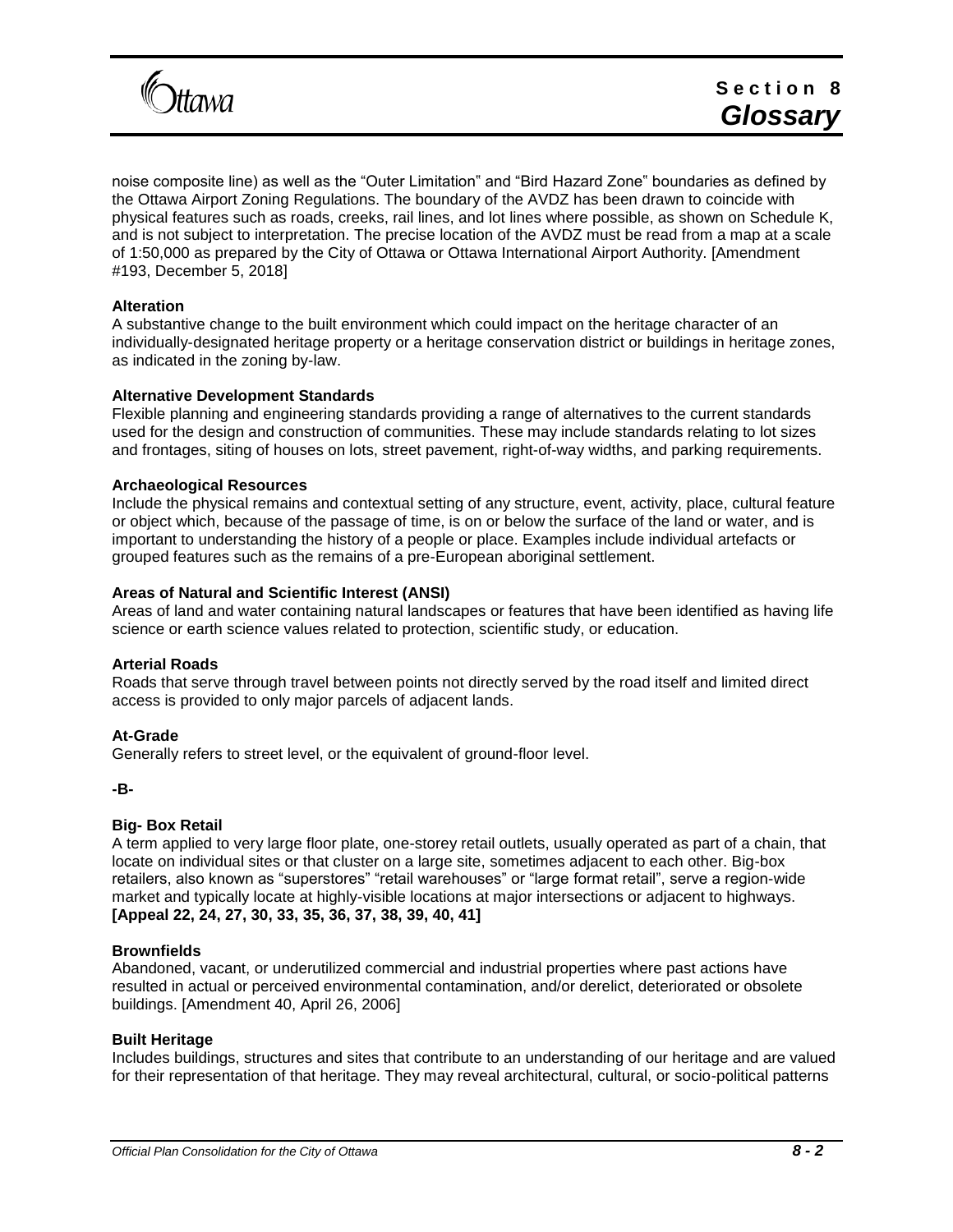noise composite line) as well as the "Outer Limitation" and "Bird Hazard Zone" boundaries as defined by the Ottawa Airport Zoning Regulations. The boundary of the AVDZ has been drawn to coincide with physical features such as roads, creeks, rail lines, and lot lines where possible, as shown on Schedule K, and is not subject to interpretation. The precise location of the AVDZ must be read from a map at a scale of 1:50,000 as prepared by the City of Ottawa or Ottawa International Airport Authority. [Amendment #193, December 5, 2018]

**Alteration**
A substantive change to the built environment which could impact on the heritage character of an individually-designated heritage property or a heritage conservation district or buildings in heritage zones, as indicated in the zoning by-law.

**Alternative Development Standards**
Flexible planning and engineering standards providing a range of alternatives to the current standards used for the design and construction of communities. These may include standards relating to lot sizes and frontages, siting of houses on lots, street pavement, right-of-way widths, and parking requirements.

**Archaeological Resources**
Include the physical remains and contextual setting of any structure, event, activity, place, cultural feature or object which, because of the passage of time, is on or below the surface of the land or water, and is important to understanding the history of a people or place. Examples include individual artefacts or grouped features such as the remains of a pre-European aboriginal settlement.

**Areas of Natural and Scientific Interest (ANSI)**
Areas of land and water containing natural landscapes or features that have been identified as having life science or earth science values related to protection, scientific study, or education.

**Arterial Roads**
Roads that serve through travel between points not directly served by the road itself and limited direct access is provided to only major parcels of adjacent lands.

**At-Grade**
Generally refers to street level, or the equivalent of ground-floor level.

**-B-**

**Big- Box Retail**
A term applied to very large floor plate, one-storey retail outlets, usually operated as part of a chain, that locate on individual sites or that cluster on a large site, sometimes adjacent to each other. Big-box retailers, also known as "superstores" "retail warehouses" or "large format retail", serve a region-wide market and typically locate at highly-visible locations at major intersections or adjacent to highways. **[Appeal 22, 24, 27, 30, 33, 35, 36, 37, 38, 39, 40, 41]**

**Brownfields**
Abandoned, vacant, or underutilized commercial and industrial properties where past actions have resulted in actual or perceived environmental contamination, and/or derelict, deteriorated or obsolete buildings. [Amendment 40, April 26, 2006]

**Built Heritage**
Includes buildings, structures and sites that contribute to an understanding of our heritage and are valued for their representation of that heritage. They may reveal architectural, cultural, or socio-political patterns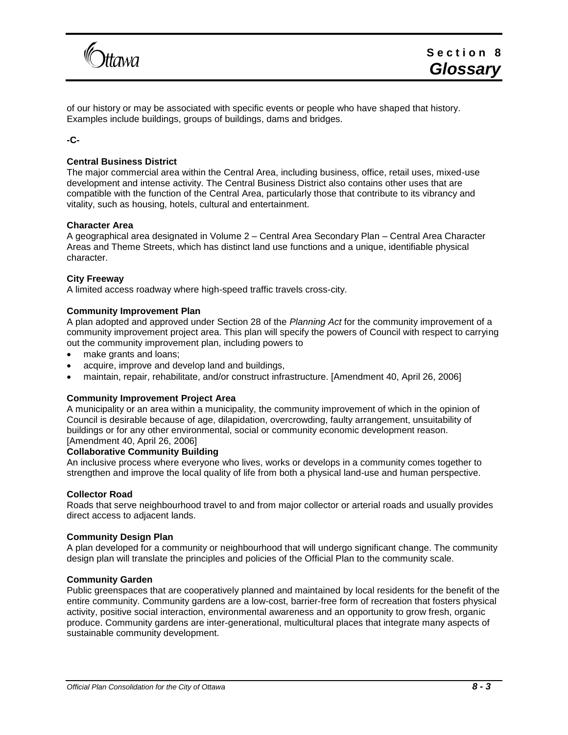of our history or may be associated with specific events or people who have shaped that history. Examples include buildings, groups of buildings, dams and bridges.

**-C-**

**Central Business District**
The major commercial area within the Central Area, including business, office, retail uses, mixed-use development and intense activity. The Central Business District also contains other uses that are compatible with the function of the Central Area, particularly those that contribute to its vibrancy and vitality, such as housing, hotels, cultural and entertainment.

**Character Area**
A geographical area designated in Volume 2 – Central Area Secondary Plan – Central Area Character Areas and Theme Streets, which has distinct land use functions and a unique, identifiable physical character.

**City Freeway**
A limited access roadway where high-speed traffic travels cross-city.

**Community Improvement Plan**
A plan adopted and approved under Section 28 of the *Planning Act* for the community improvement of a community improvement project area. This plan will specify the powers of Council with respect to carrying out the community improvement plan, including powers to

- make grants and loans;
- acquire, improve and develop land and buildings,
- maintain, repair, rehabilitate, and/or construct infrastructure. [Amendment 40, April 26, 2006]

**Community Improvement Project Area**
A municipality or an area within a municipality, the community improvement of which in the opinion of Council is desirable because of age, dilapidation, overcrowding, faulty arrangement, unsuitability of buildings or for any other environmental, social or community economic development reason. [Amendment 40, April 26, 2006]

**Collaborative Community Building**
An inclusive process where everyone who lives, works or develops in a community comes together to strengthen and improve the local quality of life from both a physical land-use and human perspective.

**Collector Road**
Roads that serve neighbourhood travel to and from major collector or arterial roads and usually provides direct access to adjacent lands.

**Community Design Plan**
A plan developed for a community or neighbourhood that will undergo significant change. The community design plan will translate the principles and policies of the Official Plan to the community scale.

**Community Garden**
Public greenspaces that are cooperatively planned and maintained by local residents for the benefit of the entire community. Community gardens are a low-cost, barrier-free form of recreation that fosters physical activity, positive social interaction, environmental awareness and an opportunity to grow fresh, organic produce. Community gardens are inter-generational, multicultural places that integrate many aspects of sustainable community development.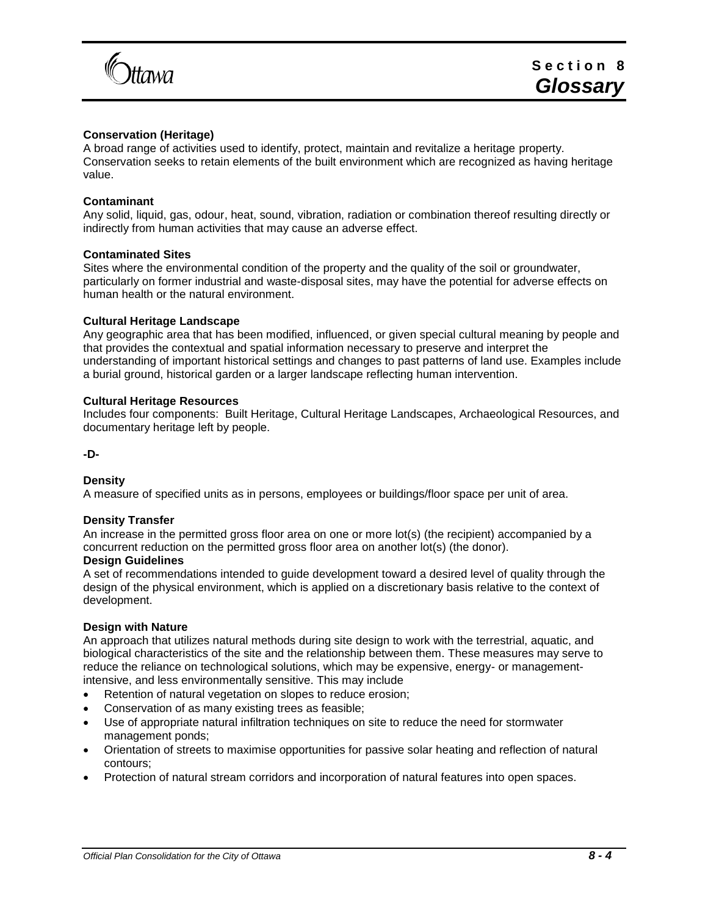**Conservation (Heritage)**
A broad range of activities used to identify, protect, maintain and revitalize a heritage property. Conservation seeks to retain elements of the built environment which are recognized as having heritage value.

**Contaminant**
Any solid, liquid, gas, odour, heat, sound, vibration, radiation or combination thereof resulting directly or indirectly from human activities that may cause an adverse effect.

**Contaminated Sites**
Sites where the environmental condition of the property and the quality of the soil or groundwater, particularly on former industrial and waste-disposal sites, may have the potential for adverse effects on human health or the natural environment.

**Cultural Heritage Landscape**
Any geographic area that has been modified, influenced, or given special cultural meaning by people and that provides the contextual and spatial information necessary to preserve and interpret the understanding of important historical settings and changes to past patterns of land use. Examples include a burial ground, historical garden or a larger landscape reflecting human intervention.

**Cultural Heritage Resources**
Includes four components: Built Heritage, Cultural Heritage Landscapes, Archaeological Resources, and documentary heritage left by people.

**-D-**

**Density**
A measure of specified units as in persons, employees or buildings/floor space per unit of area.

**Density Transfer**
An increase in the permitted gross floor area on one or more lot(s) (the recipient) accompanied by a concurrent reduction on the permitted gross floor area on another lot(s) (the donor).

**Design Guidelines**
A set of recommendations intended to guide development toward a desired level of quality through the design of the physical environment, which is applied on a discretionary basis relative to the context of development.

**Design with Nature**
An approach that utilizes natural methods during site design to work with the terrestrial, aquatic, and biological characteristics of the site and the relationship between them. These measures may serve to reduce the reliance on technological solutions, which may be expensive, energy- or management-intensive, and less environmentally sensitive. This may include

- Retention of natural vegetation on slopes to reduce erosion;
- Conservation of as many existing trees as feasible;
- Use of appropriate natural infiltration techniques on site to reduce the need for stormwater management ponds;
- Orientation of streets to maximise opportunities for passive solar heating and reflection of natural contours;
- Protection of natural stream corridors and incorporation of natural features into open spaces.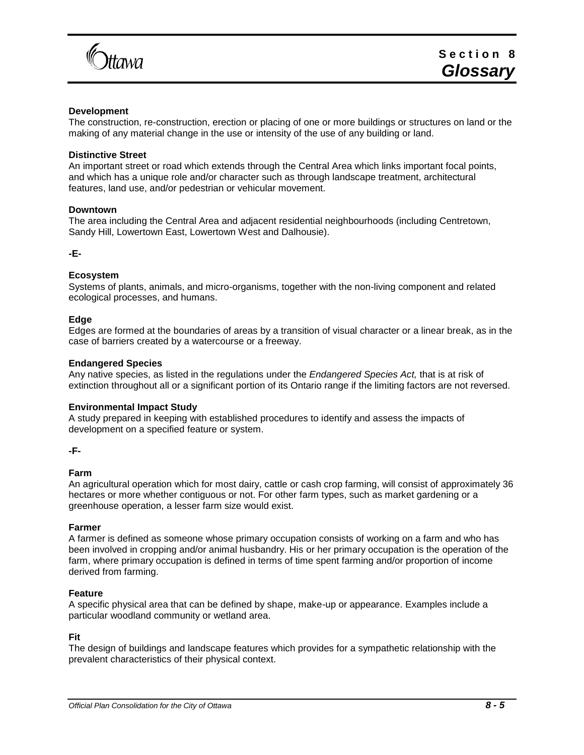**Development**
The construction, re-construction, erection or placing of one or more buildings or structures on land or the making of any material change in the use or intensity of the use of any building or land.

**Distinctive Street**
An important street or road which extends through the Central Area which links important focal points, and which has a unique role and/or character such as through landscape treatment, architectural features, land use, and/or pedestrian or vehicular movement.

**Downtown**
The area including the Central Area and adjacent residential neighbourhoods (including Centretown, Sandy Hill, Lowertown East, Lowertown West and Dalhousie).

**-E-**

**Ecosystem**
Systems of plants, animals, and micro-organisms, together with the non-living component and related ecological processes, and humans.

**Edge**
Edges are formed at the boundaries of areas by a transition of visual character or a linear break, as in the case of barriers created by a watercourse or a freeway.

**Endangered Species**
Any native species, as listed in the regulations under the *Endangered Species Act,* that is at risk of extinction throughout all or a significant portion of its Ontario range if the limiting factors are not reversed.

**Environmental Impact Study**
A study prepared in keeping with established procedures to identify and assess the impacts of development on a specified feature or system.

**-F-**

**Farm**
An agricultural operation which for most dairy, cattle or cash crop farming, will consist of approximately 36 hectares or more whether contiguous or not. For other farm types, such as market gardening or a greenhouse operation, a lesser farm size would exist.

**Farmer**
A farmer is defined as someone whose primary occupation consists of working on a farm and who has been involved in cropping and/or animal husbandry. His or her primary occupation is the operation of the farm, where primary occupation is defined in terms of time spent farming and/or proportion of income derived from farming.

**Feature**
A specific physical area that can be defined by shape, make-up or appearance. Examples include a particular woodland community or wetland area.

**Fit**
The design of buildings and landscape features which provides for a sympathetic relationship with the prevalent characteristics of their physical context.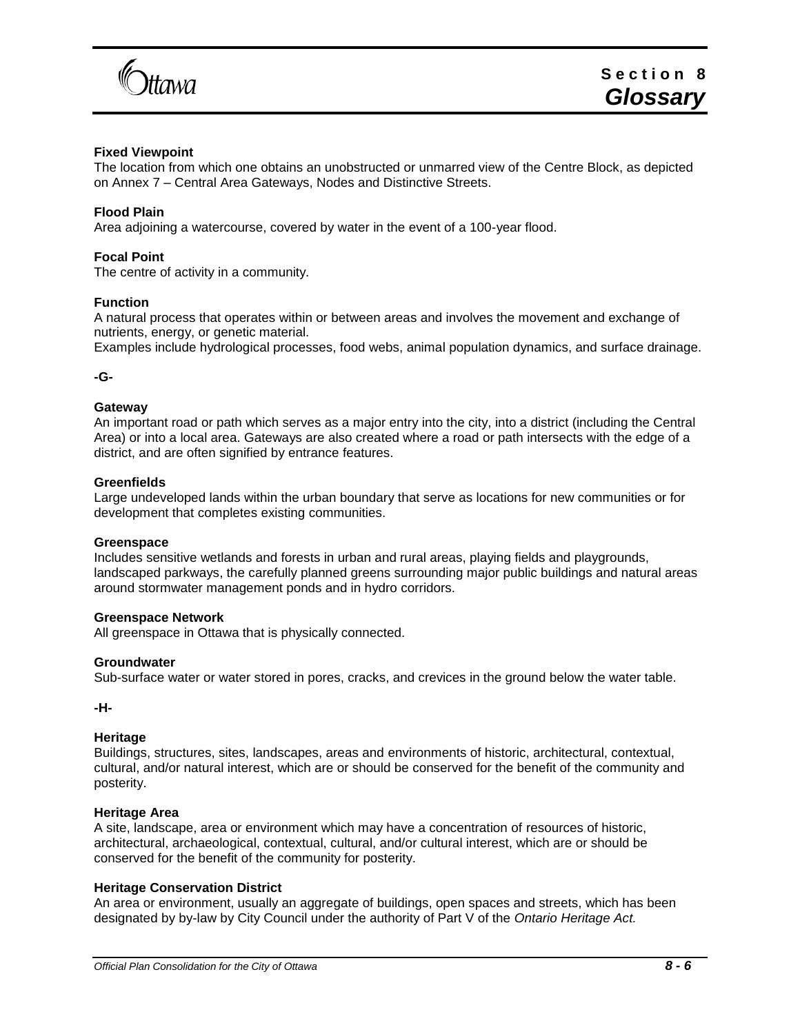**Fixed Viewpoint**
The location from which one obtains an unobstructed or unmarred view of the Centre Block, as depicted on Annex 7 – Central Area Gateways, Nodes and Distinctive Streets.

**Flood Plain**
Area adjoining a watercourse, covered by water in the event of a 100-year flood.

**Focal Point**
The centre of activity in a community.

**Function**
A natural process that operates within or between areas and involves the movement and exchange of nutrients, energy, or genetic material.
Examples include hydrological processes, food webs, animal population dynamics, and surface drainage.

**-G-**

**Gateway**
An important road or path which serves as a major entry into the city, into a district (including the Central Area) or into a local area. Gateways are also created where a road or path intersects with the edge of a district, and are often signified by entrance features.

**Greenfields**
Large undeveloped lands within the urban boundary that serve as locations for new communities or for development that completes existing communities.

**Greenspace**
Includes sensitive wetlands and forests in urban and rural areas, playing fields and playgrounds, landscaped parkways, the carefully planned greens surrounding major public buildings and natural areas around stormwater management ponds and in hydro corridors.

**Greenspace Network**
All greenspace in Ottawa that is physically connected.

**Groundwater**
Sub-surface water or water stored in pores, cracks, and crevices in the ground below the water table.

**-H-**

**Heritage**
Buildings, structures, sites, landscapes, areas and environments of historic, architectural, contextual, cultural, and/or natural interest, which are or should be conserved for the benefit of the community and posterity.

**Heritage Area**
A site, landscape, area or environment which may have a concentration of resources of historic, architectural, archaeological, contextual, cultural, and/or cultural interest, which are or should be conserved for the benefit of the community for posterity.

**Heritage Conservation District**
An area or environment, usually an aggregate of buildings, open spaces and streets, which has been designated by by-law by City Council under the authority of Part V of the *Ontario Heritage Act.*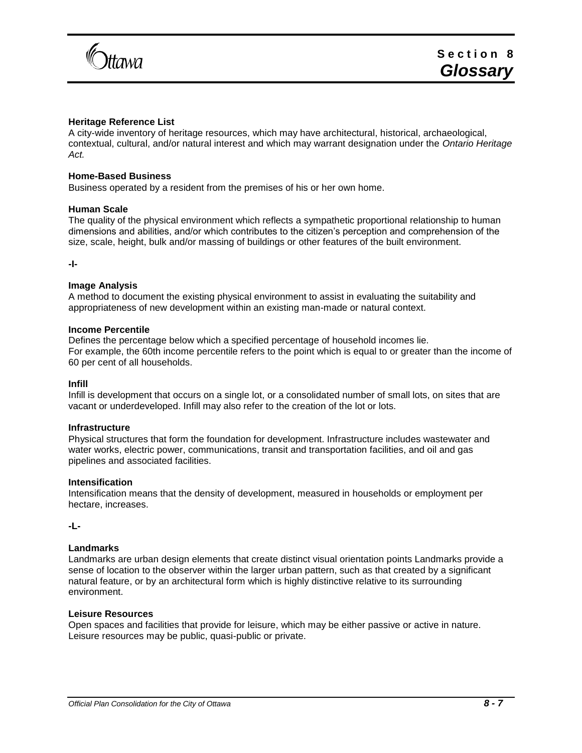**Heritage Reference List**
A city-wide inventory of heritage resources, which may have architectural, historical, archaeological, contextual, cultural, and/or natural interest and which may warrant designation under the *Ontario Heritage Act.*

**Home-Based Business**
Business operated by a resident from the premises of his or her own home.

**Human Scale**
The quality of the physical environment which reflects a sympathetic proportional relationship to human dimensions and abilities, and/or which contributes to the citizen's perception and comprehension of the size, scale, height, bulk and/or massing of buildings or other features of the built environment.

**-I-**

**Image Analysis**
A method to document the existing physical environment to assist in evaluating the suitability and appropriateness of new development within an existing man-made or natural context.

**Income Percentile**
Defines the percentage below which a specified percentage of household incomes lie.
For example, the 60th income percentile refers to the point which is equal to or greater than the income of 60 per cent of all households.

**Infill**
Infill is development that occurs on a single lot, or a consolidated number of small lots, on sites that are vacant or underdeveloped. Infill may also refer to the creation of the lot or lots.

**Infrastructure**
Physical structures that form the foundation for development. Infrastructure includes wastewater and water works, electric power, communications, transit and transportation facilities, and oil and gas pipelines and associated facilities.

**Intensification**
Intensification means that the density of development, measured in households or employment per hectare, increases.

**-L-**

**Landmarks**
Landmarks are urban design elements that create distinct visual orientation points Landmarks provide a sense of location to the observer within the larger urban pattern, such as that created by a significant natural feature, or by an architectural form which is highly distinctive relative to its surrounding environment.

**Leisure Resources**
Open spaces and facilities that provide for leisure, which may be either passive or active in nature. Leisure resources may be public, quasi-public or private.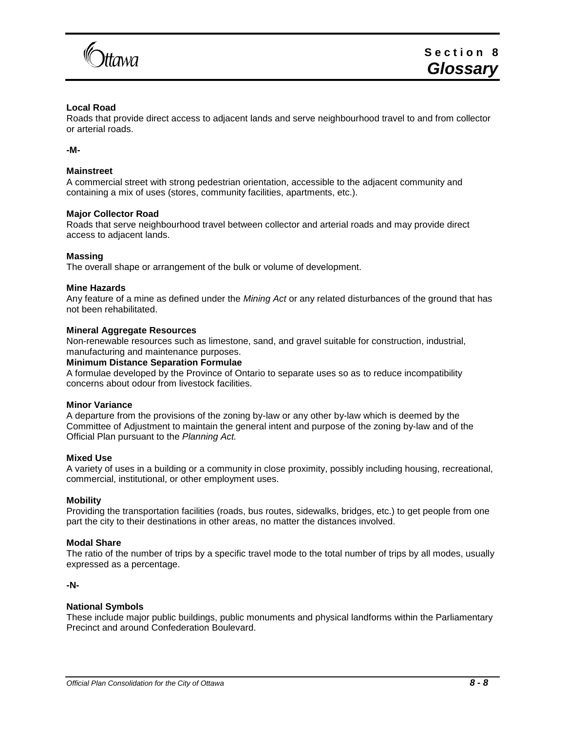**Local Road**
Roads that provide direct access to adjacent lands and serve neighbourhood travel to and from collector or arterial roads.

**-M-**

**Mainstreet**
A commercial street with strong pedestrian orientation, accessible to the adjacent community and containing a mix of uses (stores, community facilities, apartments, etc.).

**Major Collector Road**
Roads that serve neighbourhood travel between collector and arterial roads and may provide direct access to adjacent lands.

**Massing**
The overall shape or arrangement of the bulk or volume of development.

**Mine Hazards**
Any feature of a mine as defined under the *Mining Act* or any related disturbances of the ground that has not been rehabilitated.

**Mineral Aggregate Resources**
Non-renewable resources such as limestone, sand, and gravel suitable for construction, industrial, manufacturing and maintenance purposes.

**Minimum Distance Separation Formulae**
A formulae developed by the Province of Ontario to separate uses so as to reduce incompatibility concerns about odour from livestock facilities.

**Minor Variance**
A departure from the provisions of the zoning by-law or any other by-law which is deemed by the Committee of Adjustment to maintain the general intent and purpose of the zoning by-law and of the Official Plan pursuant to the *Planning Act.*

**Mixed Use**
A variety of uses in a building or a community in close proximity, possibly including housing, recreational, commercial, institutional, or other employment uses.

**Mobility**
Providing the transportation facilities (roads, bus routes, sidewalks, bridges, etc.) to get people from one part the city to their destinations in other areas, no matter the distances involved.

**Modal Share**
The ratio of the number of trips by a specific travel mode to the total number of trips by all modes, usually expressed as a percentage.

**-N-**

**National Symbols**
These include major public buildings, public monuments and physical landforms within the Parliamentary Precinct and around Confederation Boulevard.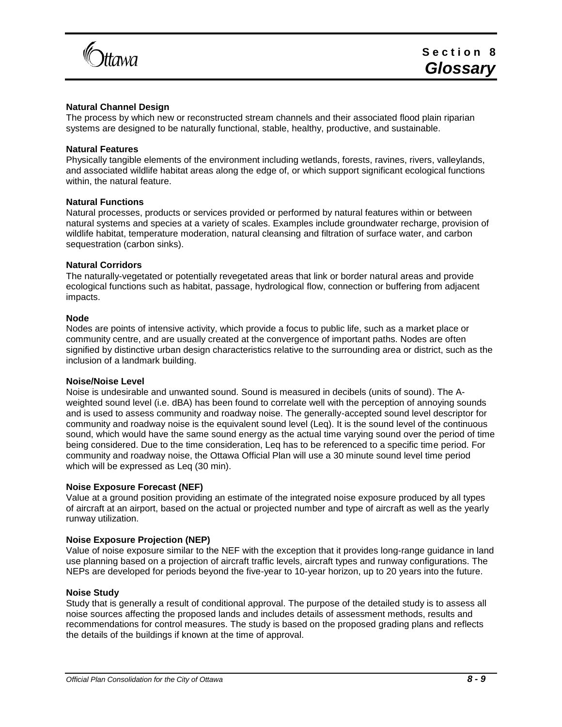**Natural Channel Design**

The process by which new or reconstructed stream channels and their associated flood plain riparian systems are designed to be naturally functional, stable, healthy, productive, and sustainable.

**Natural Features**

Physically tangible elements of the environment including wetlands, forests, ravines, rivers, valleylands, and associated wildlife habitat areas along the edge of, or which support significant ecological functions within, the natural feature.

**Natural Functions**

Natural processes, products or services provided or performed by natural features within or between natural systems and species at a variety of scales. Examples include groundwater recharge, provision of wildlife habitat, temperature moderation, natural cleansing and filtration of surface water, and carbon sequestration (carbon sinks).

**Natural Corridors**

The naturally-vegetated or potentially revegetated areas that link or border natural areas and provide ecological functions such as habitat, passage, hydrological flow, connection or buffering from adjacent impacts.

**Node**

Nodes are points of intensive activity, which provide a focus to public life, such as a market place or community centre, and are usually created at the convergence of important paths. Nodes are often signified by distinctive urban design characteristics relative to the surrounding area or district, such as the inclusion of a landmark building.

**Noise/Noise Level**

Noise is undesirable and unwanted sound. Sound is measured in decibels (units of sound). The A-weighted sound level (i.e. dBA) has been found to correlate well with the perception of annoying sounds and is used to assess community and roadway noise. The generally-accepted sound level descriptor for community and roadway noise is the equivalent sound level (Leq). It is the sound level of the continuous sound, which would have the same sound energy as the actual time varying sound over the period of time being considered. Due to the time consideration, Leq has to be referenced to a specific time period. For community and roadway noise, the Ottawa Official Plan will use a 30 minute sound level time period which will be expressed as Leq (30 min).

**Noise Exposure Forecast (NEF)**

Value at a ground position providing an estimate of the integrated noise exposure produced by all types of aircraft at an airport, based on the actual or projected number and type of aircraft as well as the yearly runway utilization.

**Noise Exposure Projection (NEP)**

Value of noise exposure similar to the NEF with the exception that it provides long-range guidance in land use planning based on a projection of aircraft traffic levels, aircraft types and runway configurations. The NEPs are developed for periods beyond the five-year to 10-year horizon, up to 20 years into the future.

**Noise Study**

Study that is generally a result of conditional approval. The purpose of the detailed study is to assess all noise sources affecting the proposed lands and includes details of assessment methods, results and recommendations for control measures. The study is based on the proposed grading plans and reflects the details of the buildings if known at the time of approval.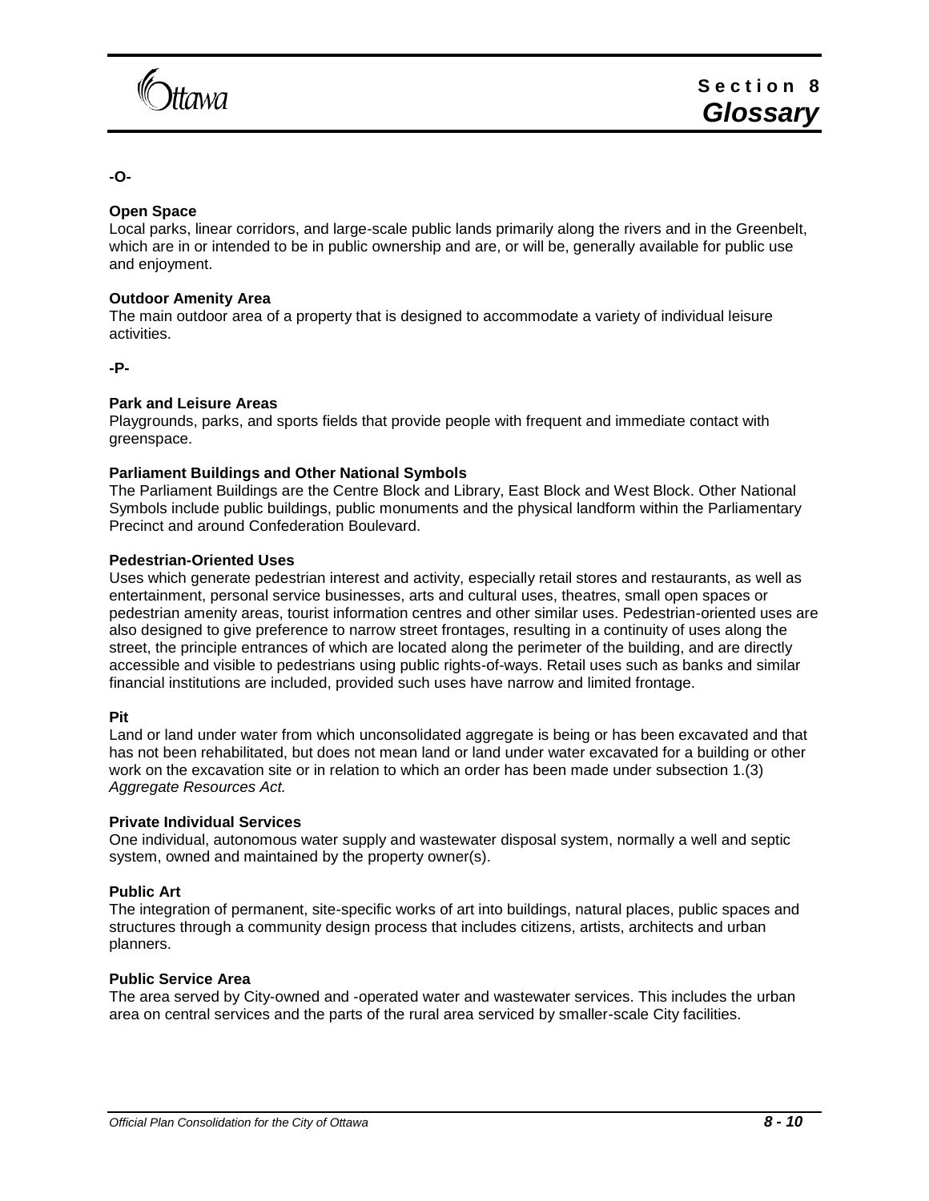**-O-**

**Open Space**
Local parks, linear corridors, and large-scale public lands primarily along the rivers and in the Greenbelt, which are in or intended to be in public ownership and are, or will be, generally available for public use and enjoyment.

**Outdoor Amenity Area**
The main outdoor area of a property that is designed to accommodate a variety of individual leisure activities.

**-P-**

**Park and Leisure Areas**
Playgrounds, parks, and sports fields that provide people with frequent and immediate contact with greenspace.

**Parliament Buildings and Other National Symbols**
The Parliament Buildings are the Centre Block and Library, East Block and West Block. Other National Symbols include public buildings, public monuments and the physical landform within the Parliamentary Precinct and around Confederation Boulevard.

**Pedestrian-Oriented Uses**
Uses which generate pedestrian interest and activity, especially retail stores and restaurants, as well as entertainment, personal service businesses, arts and cultural uses, theatres, small open spaces or pedestrian amenity areas, tourist information centres and other similar uses. Pedestrian-oriented uses are also designed to give preference to narrow street frontages, resulting in a continuity of uses along the street, the principle entrances of which are located along the perimeter of the building, and are directly accessible and visible to pedestrians using public rights-of-ways. Retail uses such as banks and similar financial institutions are included, provided such uses have narrow and limited frontage.

**Pit**
Land or land under water from which unconsolidated aggregate is being or has been excavated and that has not been rehabilitated, but does not mean land or land under water excavated for a building or other work on the excavation site or in relation to which an order has been made under subsection 1.(3) *Aggregate Resources Act.*

**Private Individual Services**
One individual, autonomous water supply and wastewater disposal system, normally a well and septic system, owned and maintained by the property owner(s).

**Public Art**
The integration of permanent, site-specific works of art into buildings, natural places, public spaces and structures through a community design process that includes citizens, artists, architects and urban planners.

**Public Service Area**
The area served by City-owned and -operated water and wastewater services. This includes the urban area on central services and the parts of the rural area serviced by smaller-scale City facilities.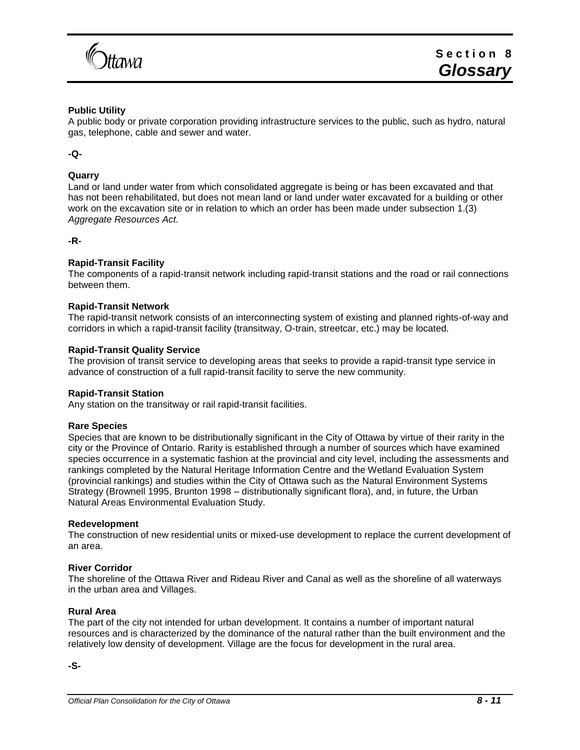**Public Utility**
A public body or private corporation providing infrastructure services to the public, such as hydro, natural gas, telephone, cable and sewer and water.

**-Q-**

**Quarry**
Land or land under water from which consolidated aggregate is being or has been excavated and that has not been rehabilitated, but does not mean land or land under water excavated for a building or other work on the excavation site or in relation to which an order has been made under subsection 1.(3) *Aggregate Resources Act.*

**-R-**

**Rapid-Transit Facility**
The components of a rapid-transit network including rapid-transit stations and the road or rail connections between them.

**Rapid-Transit Network**
The rapid-transit network consists of an interconnecting system of existing and planned rights-of-way and corridors in which a rapid-transit facility (transitway, O-train, streetcar, etc.) may be located.

**Rapid-Transit Quality Service**
The provision of transit service to developing areas that seeks to provide a rapid-transit type service in advance of construction of a full rapid-transit facility to serve the new community.

**Rapid-Transit Station**
Any station on the transitway or rail rapid-transit facilities.

**Rare Species**
Species that are known to be distributionally significant in the City of Ottawa by virtue of their rarity in the city or the Province of Ontario. Rarity is established through a number of sources which have examined species occurrence in a systematic fashion at the provincial and city level, including the assessments and rankings completed by the Natural Heritage Information Centre and the Wetland Evaluation System (provincial rankings) and studies within the City of Ottawa such as the Natural Environment Systems Strategy (Brownell 1995, Brunton 1998 – distributionally significant flora), and, in future, the Urban Natural Areas Environmental Evaluation Study.

**Redevelopment**
The construction of new residential units or mixed-use development to replace the current development of an area.

**River Corridor**
The shoreline of the Ottawa River and Rideau River and Canal as well as the shoreline of all waterways in the urban area and Villages.

**Rural Area**
The part of the city not intended for urban development. It contains a number of important natural resources and is characterized by the dominance of the natural rather than the built environment and the relatively low density of development. Village are the focus for development in the rural area.

**-S-**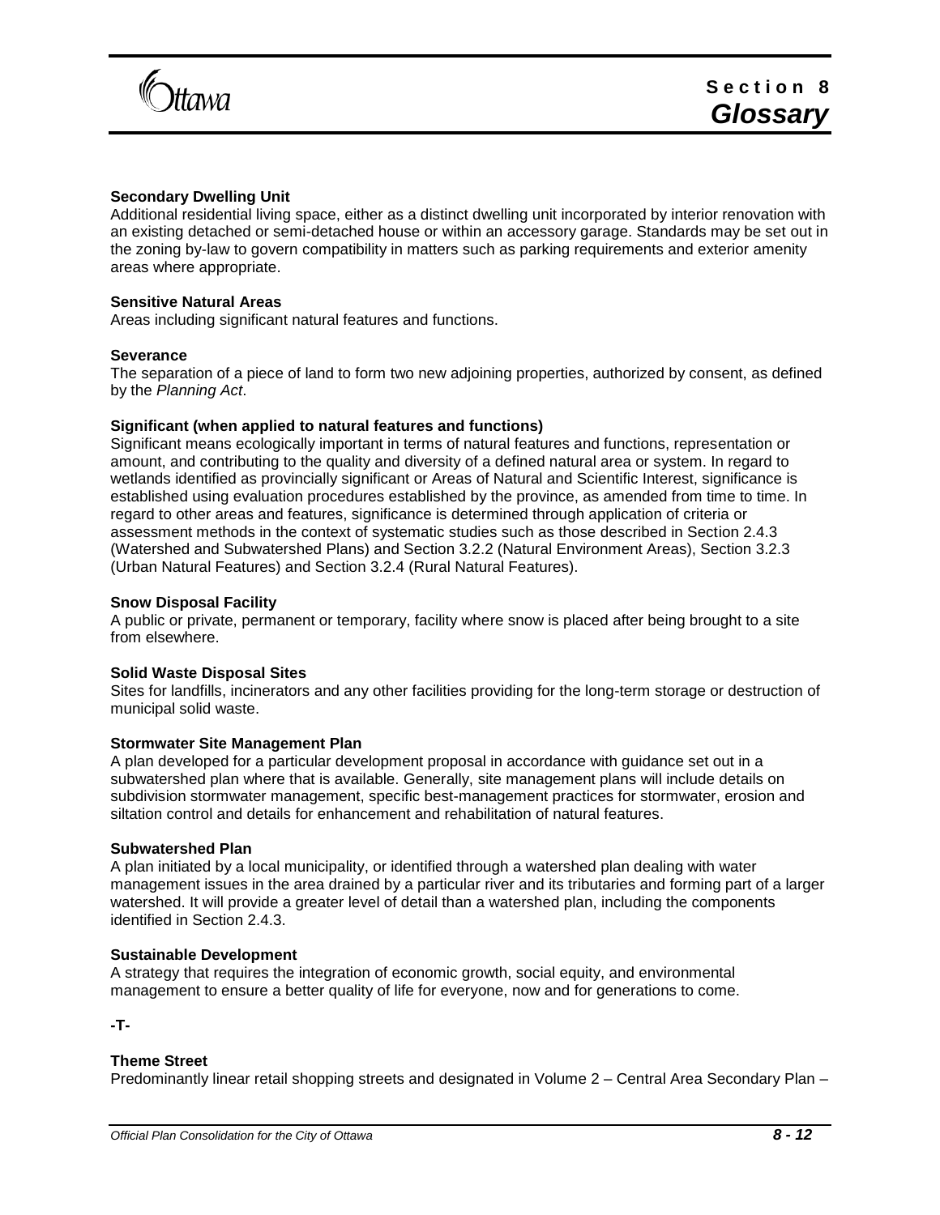**Secondary Dwelling Unit**
Additional residential living space, either as a distinct dwelling unit incorporated by interior renovation with an existing detached or semi-detached house or within an accessory garage. Standards may be set out in the zoning by-law to govern compatibility in matters such as parking requirements and exterior amenity areas where appropriate.

**Sensitive Natural Areas**
Areas including significant natural features and functions.

**Severance**
The separation of a piece of land to form two new adjoining properties, authorized by consent, as defined by the *Planning Act*.

**Significant (when applied to natural features and functions)**
Significant means ecologically important in terms of natural features and functions, representation or amount, and contributing to the quality and diversity of a defined natural area or system. In regard to wetlands identified as provincially significant or Areas of Natural and Scientific Interest, significance is established using evaluation procedures established by the province, as amended from time to time. In regard to other areas and features, significance is determined through application of criteria or assessment methods in the context of systematic studies such as those described in Section 2.4.3 (Watershed and Subwatershed Plans) and Section 3.2.2 (Natural Environment Areas), Section 3.2.3 (Urban Natural Features) and Section 3.2.4 (Rural Natural Features).

**Snow Disposal Facility**
A public or private, permanent or temporary, facility where snow is placed after being brought to a site from elsewhere.

**Solid Waste Disposal Sites**
Sites for landfills, incinerators and any other facilities providing for the long-term storage or destruction of municipal solid waste.

**Stormwater Site Management Plan**
A plan developed for a particular development proposal in accordance with guidance set out in a subwatershed plan where that is available. Generally, site management plans will include details on subdivision stormwater management, specific best-management practices for stormwater, erosion and siltation control and details for enhancement and rehabilitation of natural features.

**Subwatershed Plan**
A plan initiated by a local municipality, or identified through a watershed plan dealing with water management issues in the area drained by a particular river and its tributaries and forming part of a larger watershed. It will provide a greater level of detail than a watershed plan, including the components identified in Section 2.4.3.

**Sustainable Development**
A strategy that requires the integration of economic growth, social equity, and environmental management to ensure a better quality of life for everyone, now and for generations to come.

**-T-**

**Theme Street**
Predominantly linear retail shopping streets and designated in Volume 2 – Central Area Secondary Plan –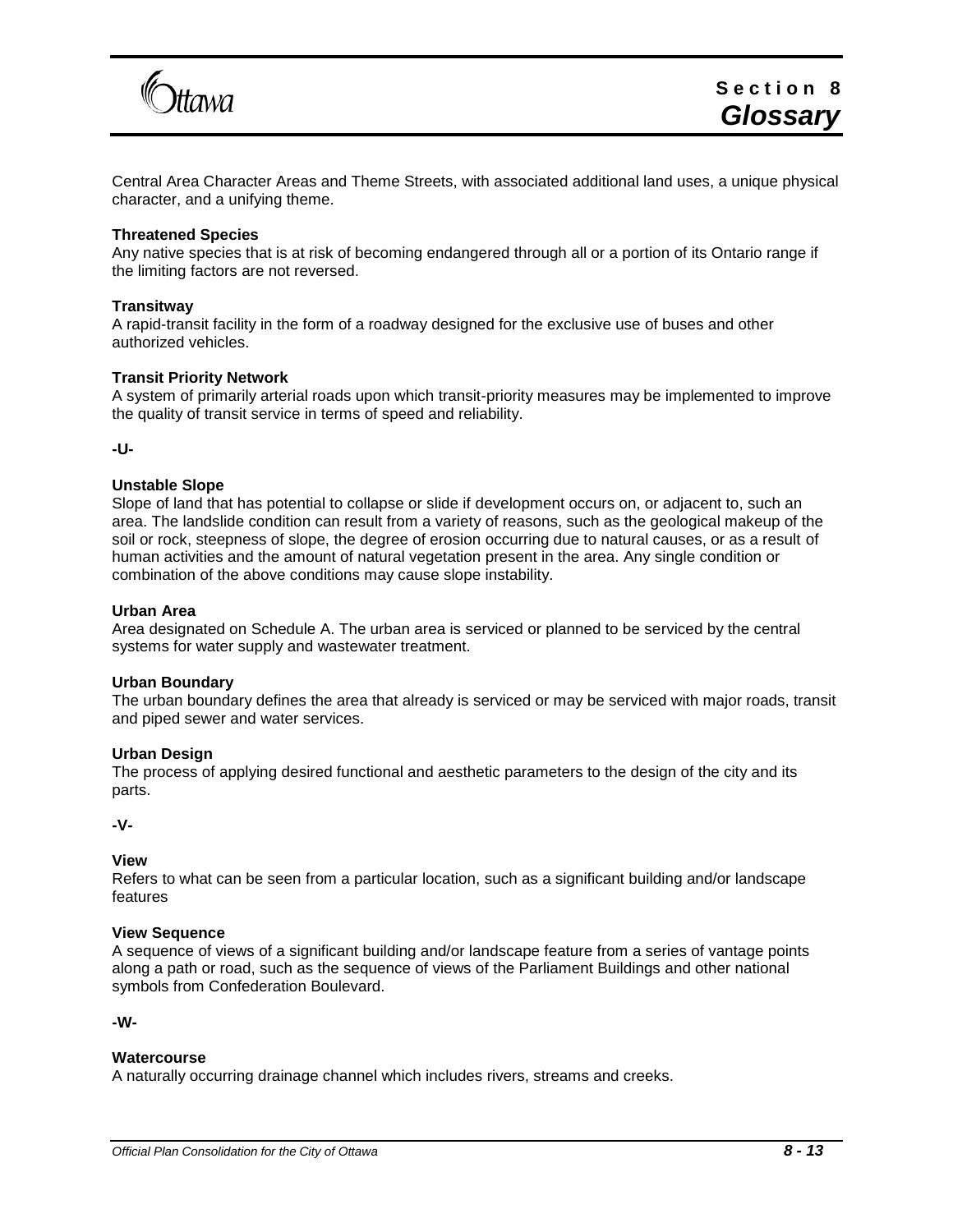Central Area Character Areas and Theme Streets, with associated additional land uses, a unique physical character, and a unifying theme.

**Threatened Species**
Any native species that is at risk of becoming endangered through all or a portion of its Ontario range if the limiting factors are not reversed.

**Transitway**
A rapid-transit facility in the form of a roadway designed for the exclusive use of buses and other authorized vehicles.

**Transit Priority Network**
A system of primarily arterial roads upon which transit-priority measures may be implemented to improve the quality of transit service in terms of speed and reliability.

**-U-**

**Unstable Slope**
Slope of land that has potential to collapse or slide if development occurs on, or adjacent to, such an area. The landslide condition can result from a variety of reasons, such as the geological makeup of the soil or rock, steepness of slope, the degree of erosion occurring due to natural causes, or as a result of human activities and the amount of natural vegetation present in the area. Any single condition or combination of the above conditions may cause slope instability.

**Urban Area**
Area designated on Schedule A. The urban area is serviced or planned to be serviced by the central systems for water supply and wastewater treatment.

**Urban Boundary**
The urban boundary defines the area that already is serviced or may be serviced with major roads, transit and piped sewer and water services.

**Urban Design**
The process of applying desired functional and aesthetic parameters to the design of the city and its parts.

**-V-**

**View**
Refers to what can be seen from a particular location, such as a significant building and/or landscape features

**View Sequence**
A sequence of views of a significant building and/or landscape feature from a series of vantage points along a path or road, such as the sequence of views of the Parliament Buildings and other national symbols from Confederation Boulevard.

**-W-**

**Watercourse**
A naturally occurring drainage channel which includes rivers, streams and creeks.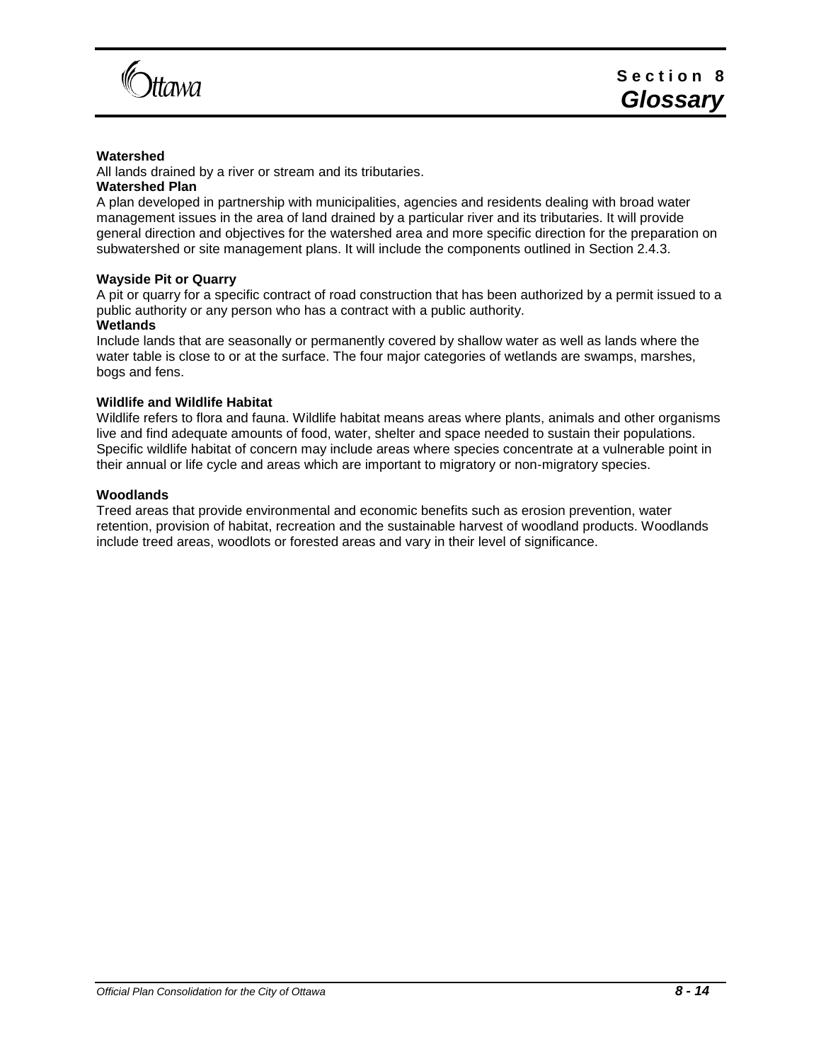**Watershed**

All lands drained by a river or stream and its tributaries.

**Watershed Plan**

A plan developed in partnership with municipalities, agencies and residents dealing with broad water management issues in the area of land drained by a particular river and its tributaries. It will provide general direction and objectives for the watershed area and more specific direction for the preparation on subwatershed or site management plans. It will include the components outlined in Section 2.4.3.

**Wayside Pit or Quarry**

A pit or quarry for a specific contract of road construction that has been authorized by a permit issued to a public authority or any person who has a contract with a public authority.

**Wetlands**

Include lands that are seasonally or permanently covered by shallow water as well as lands where the water table is close to or at the surface. The four major categories of wetlands are swamps, marshes, bogs and fens.

**Wildlife and Wildlife Habitat**

Wildlife refers to flora and fauna. Wildlife habitat means areas where plants, animals and other organisms live and find adequate amounts of food, water, shelter and space needed to sustain their populations. Specific wildlife habitat of concern may include areas where species concentrate at a vulnerable point in their annual or life cycle and areas which are important to migratory or non-migratory species.

**Woodlands**

Treed areas that provide environmental and economic benefits such as erosion prevention, water retention, provision of habitat, recreation and the sustainable harvest of woodland products. Woodlands include treed areas, woodlots or forested areas and vary in their level of significance.